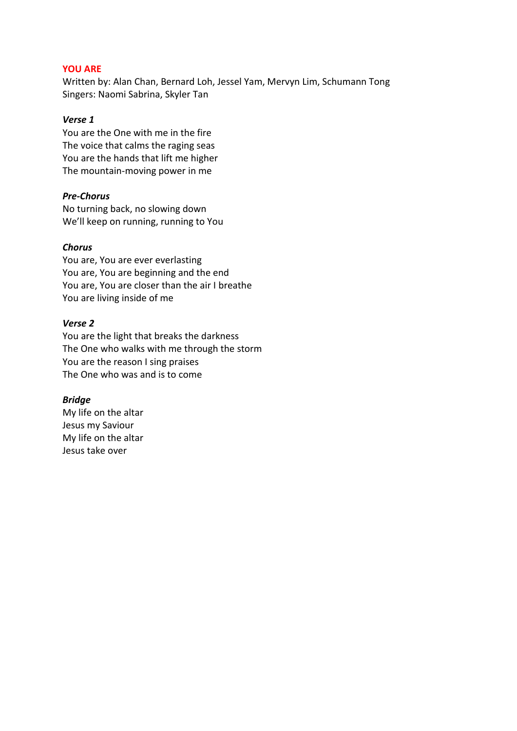# YOU ARE

Written by: Alan Chan, Bernard Loh, Jessel Yam, Mervyn Lim, Schumann Tong
Singers: Naomi Sabrina, Skyler Tan

***Verse 1***

You are the One with me in the fire
The voice that calms the raging seas
You are the hands that lift me higher
The mountain-moving power in me

***Pre-Chorus***

No turning back, no slowing down
We'll keep on running, running to You

***Chorus***

You are, You are ever everlasting
You are, You are beginning and the end
You are, You are closer than the air I breathe
You are living inside of me

***Verse 2***

You are the light that breaks the darkness
The One who walks with me through the storm
You are the reason I sing praises
The One who was and is to come

***Bridge***

My life on the altar
Jesus my Saviour
My life on the altar
Jesus take over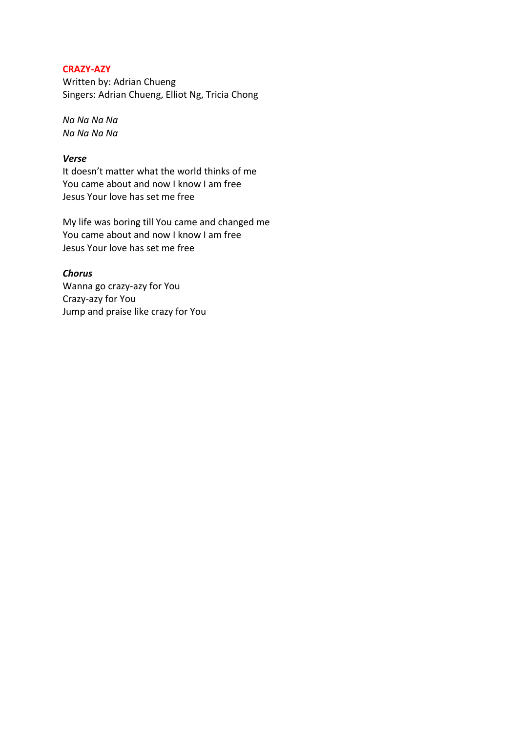# CRAZY-AZY

Written by: Adrian Chueng
Singers: Adrian Chueng, Elliot Ng, Tricia Chong

*Na Na Na Na*
*Na Na Na Na*

***Verse***
It doesn't matter what the world thinks of me
You came about and now I know I am free
Jesus Your love has set me free

My life was boring till You came and changed me
You came about and now I know I am free
Jesus Your love has set me free

***Chorus***
Wanna go crazy-azy for You
Crazy-azy for You
Jump and praise like crazy for You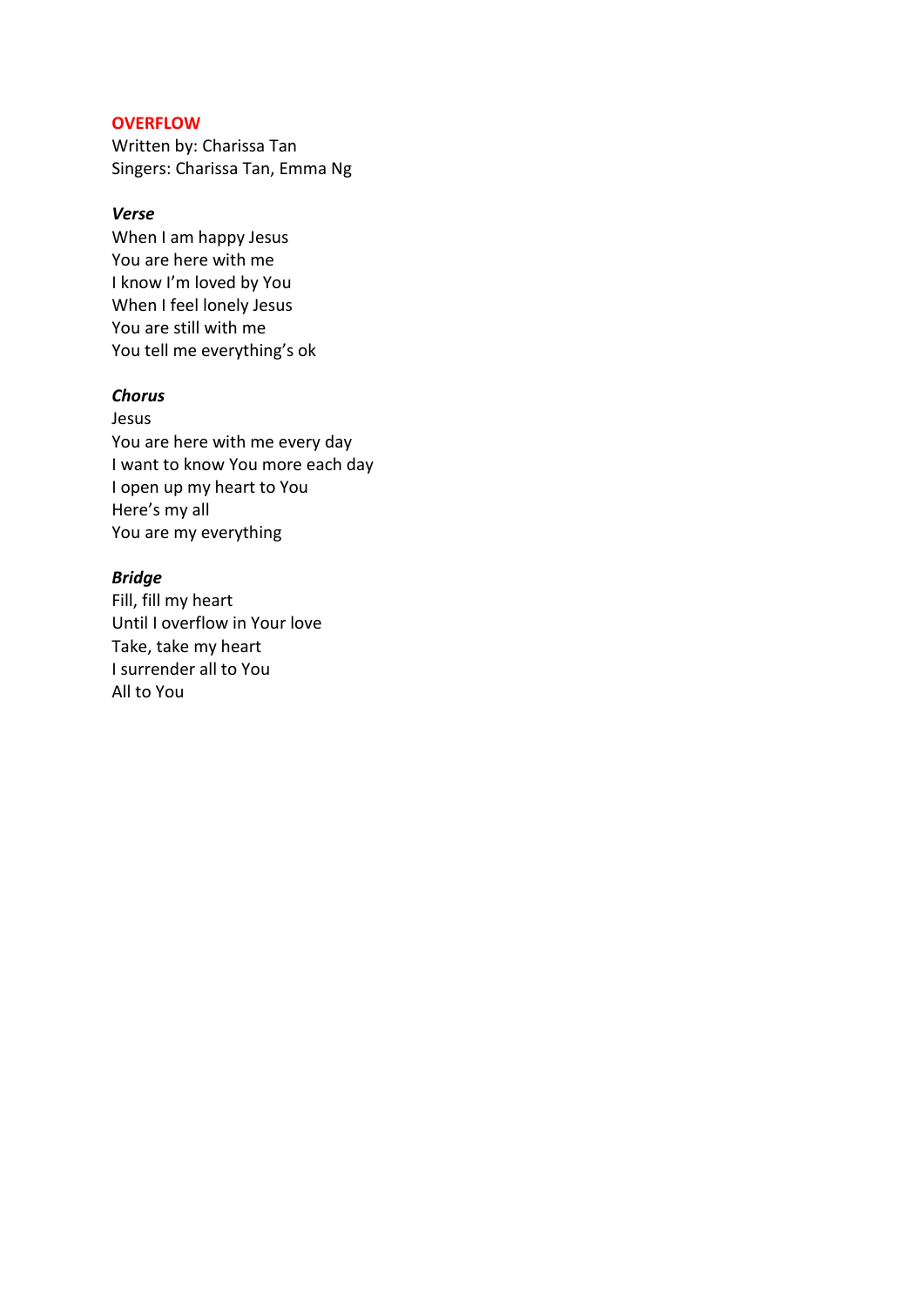# OVERFLOW

Written by: Charissa Tan
Singers: Charissa Tan, Emma Ng

***Verse***

When I am happy Jesus
You are here with me
I know I'm loved by You
When I feel lonely Jesus
You are still with me
You tell me everything's ok

***Chorus***

Jesus
You are here with me every day
I want to know You more each day
I open up my heart to You
Here's my all
You are my everything

***Bridge***

Fill, fill my heart
Until I overflow in Your love
Take, take my heart
I surrender all to You
All to You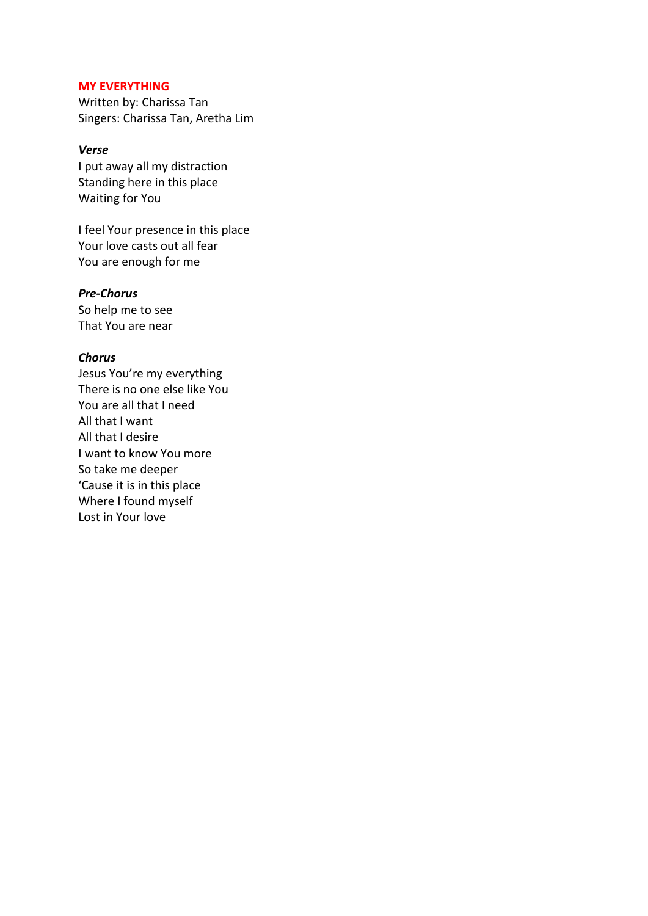# MY EVERYTHING

Written by: Charissa Tan
Singers: Charissa Tan, Aretha Lim

***Verse***

I put away all my distraction
Standing here in this place
Waiting for You

I feel Your presence in this place
Your love casts out all fear
You are enough for me

***Pre-Chorus***

So help me to see
That You are near

***Chorus***

Jesus You're my everything
There is no one else like You
You are all that I need
All that I want
All that I desire
I want to know You more
So take me deeper
'Cause it is in this place
Where I found myself
Lost in Your love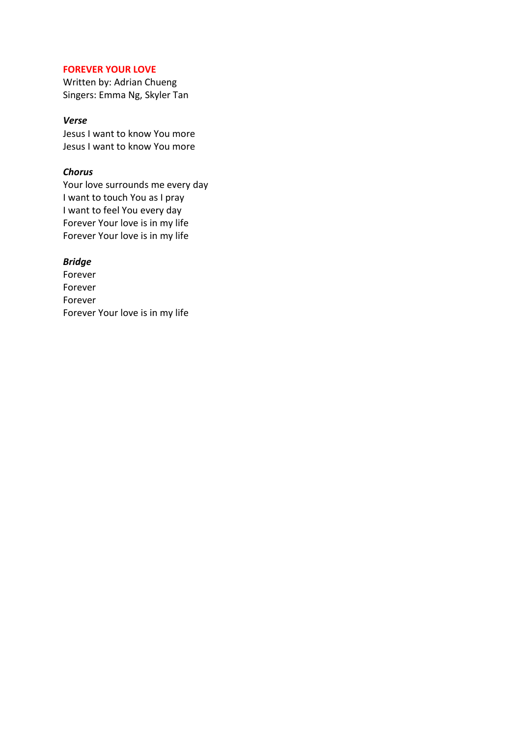## FOREVER YOUR LOVE

Written by: Adrian Chueng
Singers: Emma Ng, Skyler Tan

***Verse***

Jesus I want to know You more
Jesus I want to know You more

***Chorus***

Your love surrounds me every day
I want to touch You as I pray
I want to feel You every day
Forever Your love is in my life
Forever Your love is in my life

***Bridge***

Forever
Forever
Forever
Forever Your love is in my life